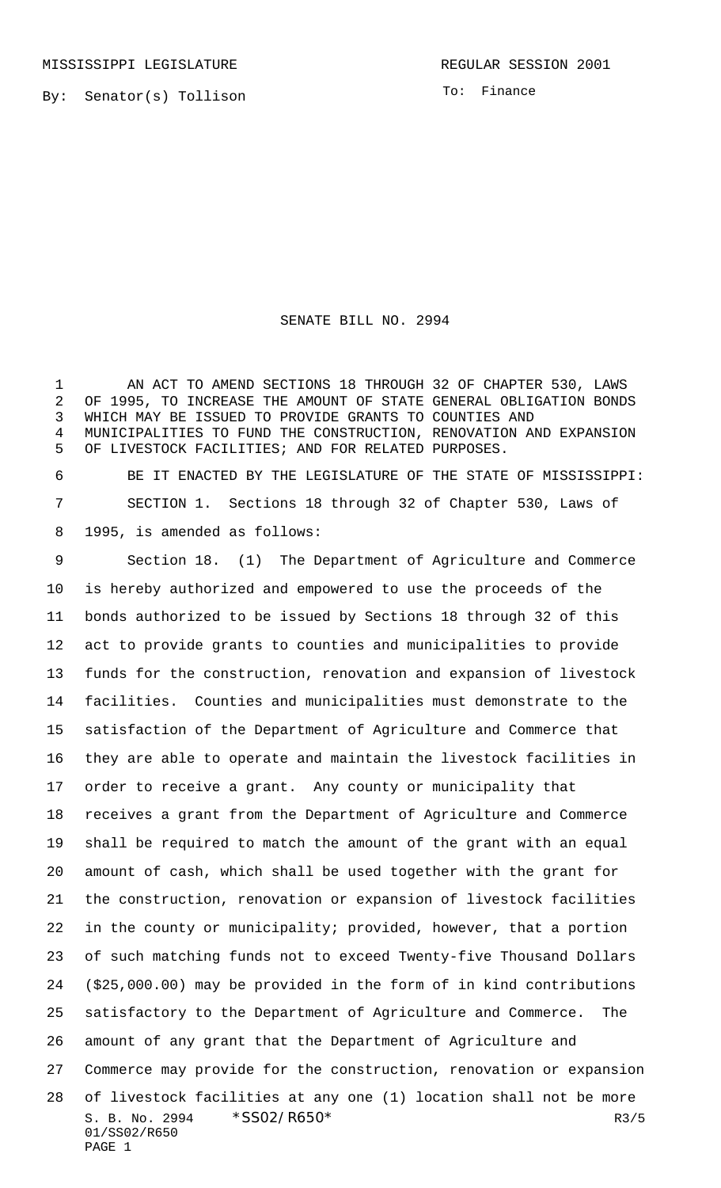MISSISSIPPI LEGISLATURE

REGULAR SESSION 2001

By: Senator(s) Tollison

To: Finance

# SENATE BILL NO. 2994

AN ACT TO AMEND SECTIONS 18 THROUGH 32 OF CHAPTER 530, LAWS OF 1995, TO INCREASE THE AMOUNT OF STATE GENERAL OBLIGATION BONDS WHICH MAY BE ISSUED TO PROVIDE GRANTS TO COUNTIES AND MUNICIPALITIES TO FUND THE CONSTRUCTION, RENOVATION AND EXPANSION OF LIVESTOCK FACILITIES; AND FOR RELATED PURPOSES.

BE IT ENACTED BY THE LEGISLATURE OF THE STATE OF MISSISSIPPI:

SECTION 1. Sections 18 through 32 of Chapter 530, Laws of 1995, is amended as follows:

Section 18. (1) The Department of Agriculture and Commerce is hereby authorized and empowered to use the proceeds of the bonds authorized to be issued by Sections 18 through 32 of this act to provide grants to counties and municipalities to provide funds for the construction, renovation and expansion of livestock facilities. Counties and municipalities must demonstrate to the satisfaction of the Department of Agriculture and Commerce that they are able to operate and maintain the livestock facilities in order to receive a grant. Any county or municipality that receives a grant from the Department of Agriculture and Commerce shall be required to match the amount of the grant with an equal amount of cash, which shall be used together with the grant for the construction, renovation or expansion of livestock facilities in the county or municipality; provided, however, that a portion of such matching funds not to exceed Twenty-five Thousand Dollars ($25,000.00) may be provided in the form of in kind contributions satisfactory to the Department of Agriculture and Commerce. The amount of any grant that the Department of Agriculture and Commerce may provide for the construction, renovation or expansion of livestock facilities at any one (1) location shall not be more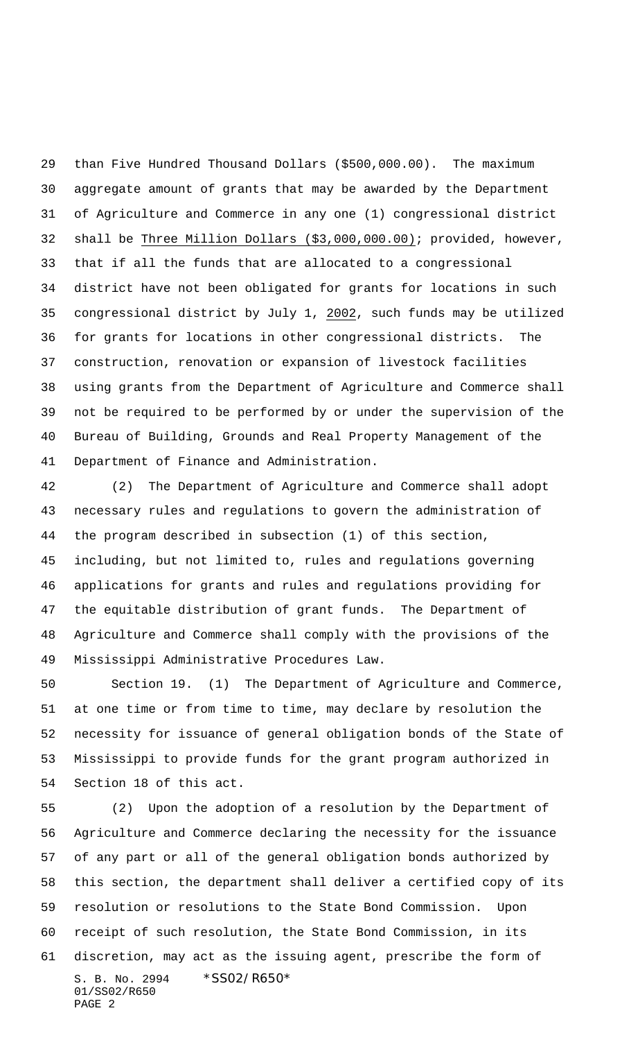than Five Hundred Thousand Dollars ($500,000.00). The maximum aggregate amount of grants that may be awarded by the Department of Agriculture and Commerce in any one (1) congressional district shall be Three Million Dollars ($3,000,000.00); provided, however, that if all the funds that are allocated to a congressional district have not been obligated for grants for locations in such congressional district by July 1, 2002, such funds may be utilized for grants for locations in other congressional districts. The construction, renovation or expansion of livestock facilities using grants from the Department of Agriculture and Commerce shall not be required to be performed by or under the supervision of the Bureau of Building, Grounds and Real Property Management of the Department of Finance and Administration.

(2) The Department of Agriculture and Commerce shall adopt necessary rules and regulations to govern the administration of the program described in subsection (1) of this section, including, but not limited to, rules and regulations governing applications for grants and rules and regulations providing for the equitable distribution of grant funds. The Department of Agriculture and Commerce shall comply with the provisions of the Mississippi Administrative Procedures Law.

Section 19. (1) The Department of Agriculture and Commerce, at one time or from time to time, may declare by resolution the necessity for issuance of general obligation bonds of the State of Mississippi to provide funds for the grant program authorized in Section 18 of this act.

(2) Upon the adoption of a resolution by the Department of Agriculture and Commerce declaring the necessity for the issuance of any part or all of the general obligation bonds authorized by this section, the department shall deliver a certified copy of its resolution or resolutions to the State Bond Commission. Upon receipt of such resolution, the State Bond Commission, in its discretion, may act as the issuing agent, prescribe the form of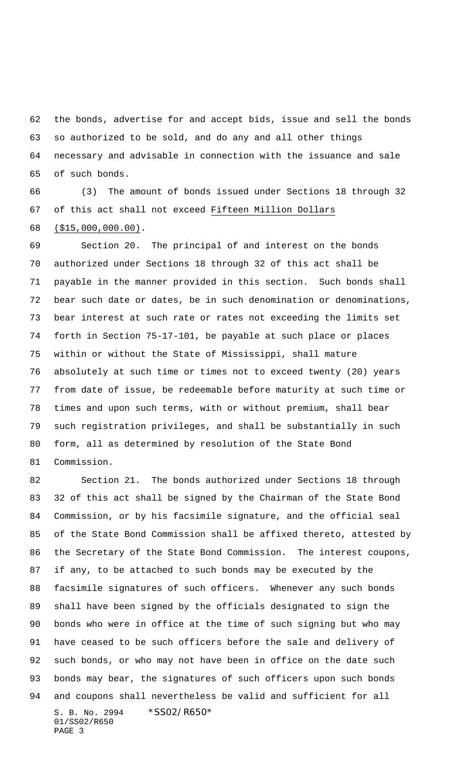the bonds, advertise for and accept bids, issue and sell the bonds so authorized to be sold, and do any and all other things necessary and advisable in connection with the issuance and sale of such bonds.

(3) The amount of bonds issued under Sections 18 through 32 of this act shall not exceed Fifteen Million Dollars ($15,000,000.00).

Section 20. The principal of and interest on the bonds authorized under Sections 18 through 32 of this act shall be payable in the manner provided in this section. Such bonds shall bear such date or dates, be in such denomination or denominations, bear interest at such rate or rates not exceeding the limits set forth in Section 75-17-101, be payable at such place or places within or without the State of Mississippi, shall mature absolutely at such time or times not to exceed twenty (20) years from date of issue, be redeemable before maturity at such time or times and upon such terms, with or without premium, shall bear such registration privileges, and shall be substantially in such form, all as determined by resolution of the State Bond Commission.

Section 21. The bonds authorized under Sections 18 through 32 of this act shall be signed by the Chairman of the State Bond Commission, or by his facsimile signature, and the official seal of the State Bond Commission shall be affixed thereto, attested by the Secretary of the State Bond Commission. The interest coupons, if any, to be attached to such bonds may be executed by the facsimile signatures of such officers. Whenever any such bonds shall have been signed by the officials designated to sign the bonds who were in office at the time of such signing but who may have ceased to be such officers before the sale and delivery of such bonds, or who may not have been in office on the date such bonds may bear, the signatures of such officers upon such bonds and coupons shall nevertheless be valid and sufficient for all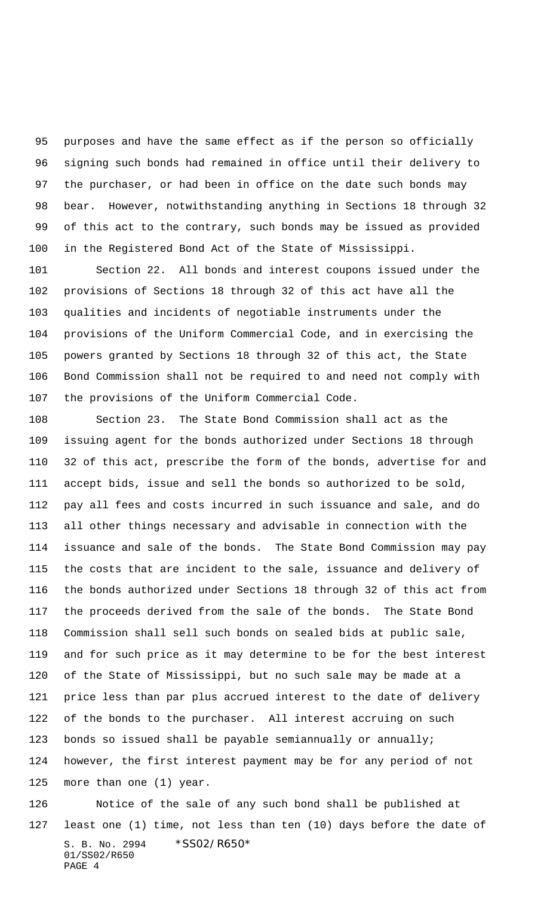purposes and have the same effect as if the person so officially signing such bonds had remained in office until their delivery to the purchaser, or had been in office on the date such bonds may bear. However, notwithstanding anything in Sections 18 through 32 of this act to the contrary, such bonds may be issued as provided in the Registered Bond Act of the State of Mississippi.

Section 22. All bonds and interest coupons issued under the provisions of Sections 18 through 32 of this act have all the qualities and incidents of negotiable instruments under the provisions of the Uniform Commercial Code, and in exercising the powers granted by Sections 18 through 32 of this act, the State Bond Commission shall not be required to and need not comply with the provisions of the Uniform Commercial Code.

Section 23. The State Bond Commission shall act as the issuing agent for the bonds authorized under Sections 18 through 32 of this act, prescribe the form of the bonds, advertise for and accept bids, issue and sell the bonds so authorized to be sold, pay all fees and costs incurred in such issuance and sale, and do all other things necessary and advisable in connection with the issuance and sale of the bonds. The State Bond Commission may pay the costs that are incident to the sale, issuance and delivery of the bonds authorized under Sections 18 through 32 of this act from the proceeds derived from the sale of the bonds. The State Bond Commission shall sell such bonds on sealed bids at public sale, and for such price as it may determine to be for the best interest of the State of Mississippi, but no such sale may be made at a price less than par plus accrued interest to the date of delivery of the bonds to the purchaser. All interest accruing on such bonds so issued shall be payable semiannually or annually; however, the first interest payment may be for any period of not more than one (1) year.

Notice of the sale of any such bond shall be published at least one (1) time, not less than ten (10) days before the date of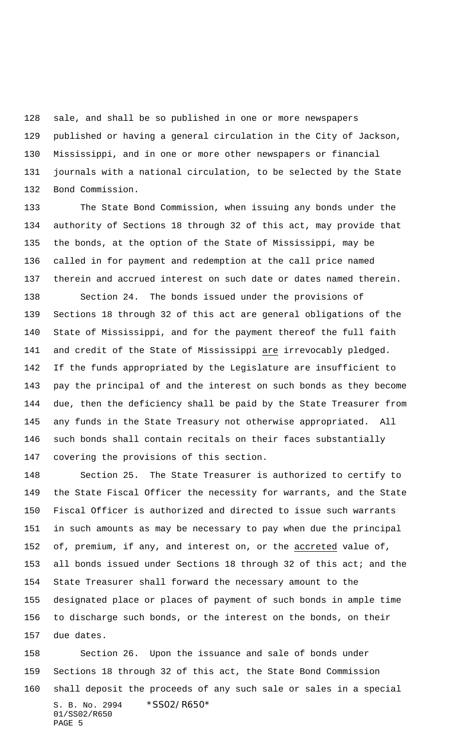sale, and shall be so published in one or more newspapers published or having a general circulation in the City of Jackson, Mississippi, and in one or more other newspapers or financial journals with a national circulation, to be selected by the State Bond Commission.

The State Bond Commission, when issuing any bonds under the authority of Sections 18 through 32 of this act, may provide that the bonds, at the option of the State of Mississippi, may be called in for payment and redemption at the call price named therein and accrued interest on such date or dates named therein.

Section 24. The bonds issued under the provisions of Sections 18 through 32 of this act are general obligations of the State of Mississippi, and for the payment thereof the full faith and credit of the State of Mississippi are irrevocably pledged. If the funds appropriated by the Legislature are insufficient to pay the principal of and the interest on such bonds as they become due, then the deficiency shall be paid by the State Treasurer from any funds in the State Treasury not otherwise appropriated. All such bonds shall contain recitals on their faces substantially covering the provisions of this section.

Section 25. The State Treasurer is authorized to certify to the State Fiscal Officer the necessity for warrants, and the State Fiscal Officer is authorized and directed to issue such warrants in such amounts as may be necessary to pay when due the principal of, premium, if any, and interest on, or the accreted value of, all bonds issued under Sections 18 through 32 of this act; and the State Treasurer shall forward the necessary amount to the designated place or places of payment of such bonds in ample time to discharge such bonds, or the interest on the bonds, on their due dates.

Section 26. Upon the issuance and sale of bonds under Sections 18 through 32 of this act, the State Bond Commission shall deposit the proceeds of any such sale or sales in a special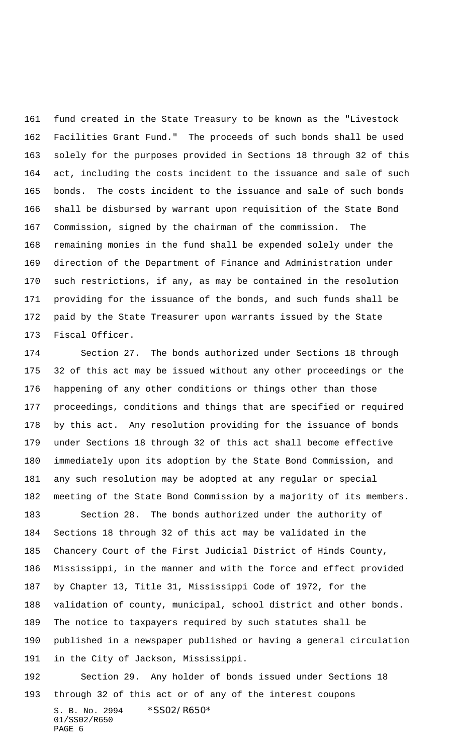fund created in the State Treasury to be known as the "Livestock Facilities Grant Fund." The proceeds of such bonds shall be used solely for the purposes provided in Sections 18 through 32 of this act, including the costs incident to the issuance and sale of such bonds. The costs incident to the issuance and sale of such bonds shall be disbursed by warrant upon requisition of the State Bond Commission, signed by the chairman of the commission. The remaining monies in the fund shall be expended solely under the direction of the Department of Finance and Administration under such restrictions, if any, as may be contained in the resolution providing for the issuance of the bonds, and such funds shall be paid by the State Treasurer upon warrants issued by the State Fiscal Officer.

Section 27. The bonds authorized under Sections 18 through 32 of this act may be issued without any other proceedings or the happening of any other conditions or things other than those proceedings, conditions and things that are specified or required by this act. Any resolution providing for the issuance of bonds under Sections 18 through 32 of this act shall become effective immediately upon its adoption by the State Bond Commission, and any such resolution may be adopted at any regular or special meeting of the State Bond Commission by a majority of its members.

Section 28. The bonds authorized under the authority of Sections 18 through 32 of this act may be validated in the Chancery Court of the First Judicial District of Hinds County, Mississippi, in the manner and with the force and effect provided by Chapter 13, Title 31, Mississippi Code of 1972, for the validation of county, municipal, school district and other bonds. The notice to taxpayers required by such statutes shall be published in a newspaper published or having a general circulation in the City of Jackson, Mississippi.

Section 29. Any holder of bonds issued under Sections 18 through 32 of this act or of any of the interest coupons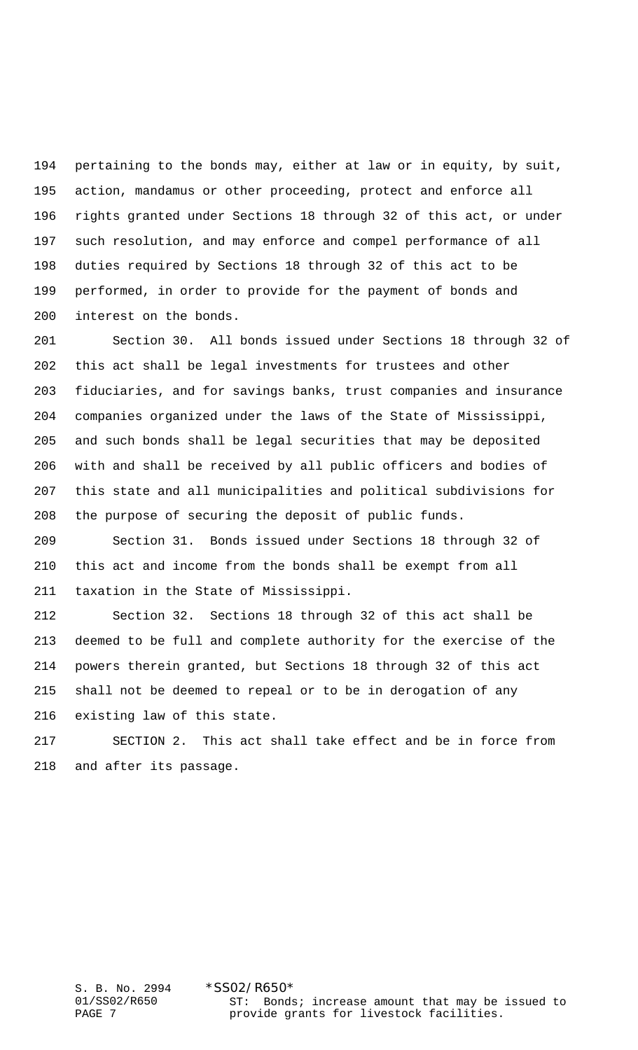pertaining to the bonds may, either at law or in equity, by suit, action, mandamus or other proceeding, protect and enforce all rights granted under Sections 18 through 32 of this act, or under such resolution, and may enforce and compel performance of all duties required by Sections 18 through 32 of this act to be performed, in order to provide for the payment of bonds and interest on the bonds.

Section 30. All bonds issued under Sections 18 through 32 of this act shall be legal investments for trustees and other fiduciaries, and for savings banks, trust companies and insurance companies organized under the laws of the State of Mississippi, and such bonds shall be legal securities that may be deposited with and shall be received by all public officers and bodies of this state and all municipalities and political subdivisions for the purpose of securing the deposit of public funds.

Section 31. Bonds issued under Sections 18 through 32 of this act and income from the bonds shall be exempt from all taxation in the State of Mississippi.

Section 32. Sections 18 through 32 of this act shall be deemed to be full and complete authority for the exercise of the powers therein granted, but Sections 18 through 32 of this act shall not be deemed to repeal or to be in derogation of any existing law of this state.

SECTION 2. This act shall take effect and be in force from and after its passage.

ST: Bonds; increase amount that may be issued to provide grants for livestock facilities.